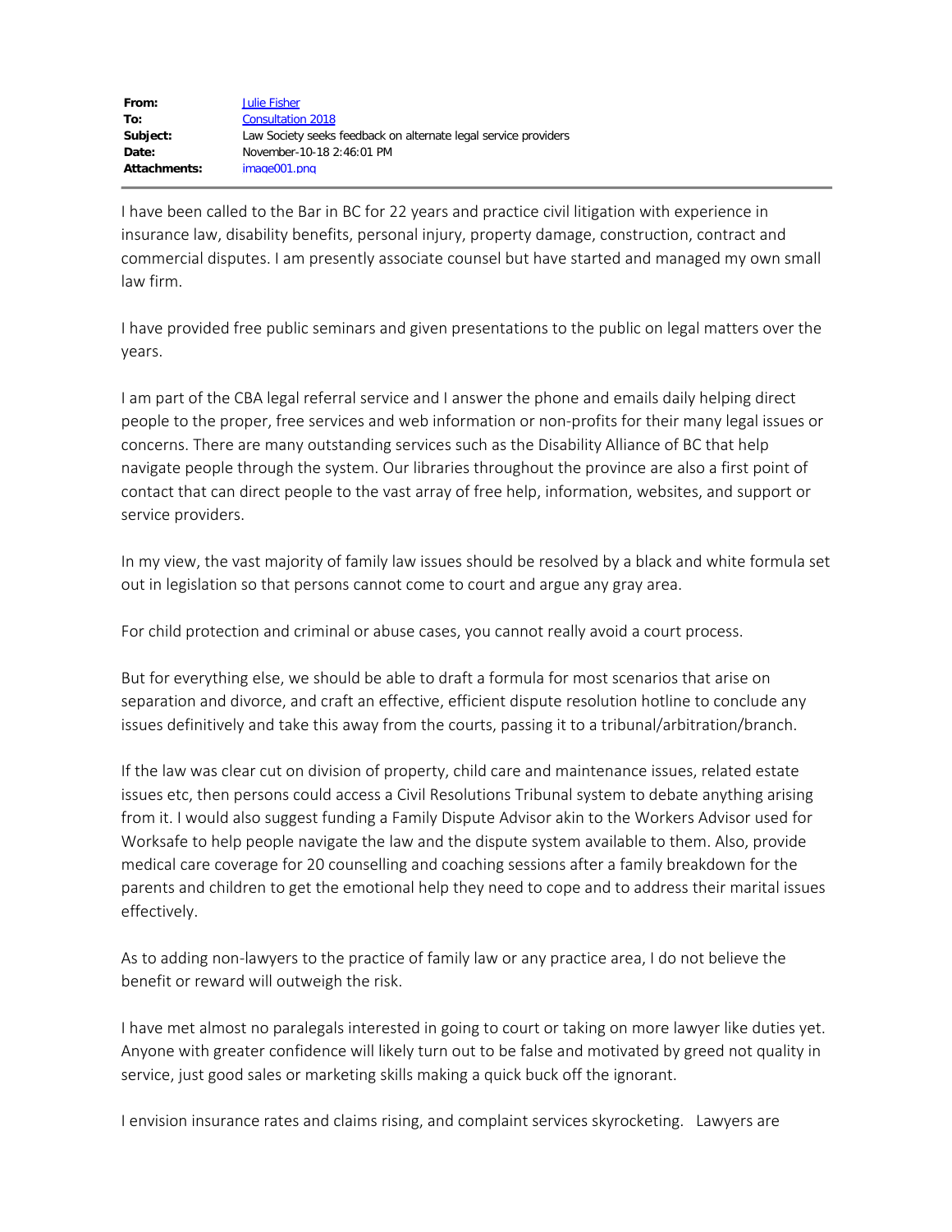| | |
|---|---|
| **From:** | Julie Fisher |
| **To:** | Consultation 2018 |
| **Subject:** | Law Society seeks feedback on alternate legal service providers |
| **Date:** | November-10-18 2:46:01 PM |
| **Attachments:** | image001.png |

I have been called to the Bar in BC for 22 years and practice civil litigation with experience in insurance law, disability benefits, personal injury, property damage, construction, contract and commercial disputes. I am presently associate counsel but have started and managed my own small law firm.

I have provided free public seminars and given presentations to the public on legal matters over the years.

I am part of the CBA legal referral service and I answer the phone and emails daily helping direct people to the proper, free services and web information or non-profits for their many legal issues or concerns. There are many outstanding services such as the Disability Alliance of BC that help navigate people through the system. Our libraries throughout the province are also a first point of contact that can direct people to the vast array of free help, information, websites, and support or service providers.

In my view, the vast majority of family law issues should be resolved by a black and white formula set out in legislation so that persons cannot come to court and argue any gray area.

For child protection and criminal or abuse cases, you cannot really avoid a court process.

But for everything else, we should be able to draft a formula for most scenarios that arise on separation and divorce, and craft an effective, efficient dispute resolution hotline to conclude any issues definitively and take this away from the courts, passing it to a tribunal/arbitration/branch.

If the law was clear cut on division of property, child care and maintenance issues, related estate issues etc, then persons could access a Civil Resolutions Tribunal system to debate anything arising from it. I would also suggest funding a Family Dispute Advisor akin to the Workers Advisor used for Worksafe to help people navigate the law and the dispute system available to them. Also, provide medical care coverage for 20 counselling and coaching sessions after a family breakdown for the parents and children to get the emotional help they need to cope and to address their marital issues effectively.

As to adding non-lawyers to the practice of family law or any practice area, I do not believe the benefit or reward will outweigh the risk.

I have met almost no paralegals interested in going to court or taking on more lawyer like duties yet. Anyone with greater confidence will likely turn out to be false and motivated by greed not quality in service, just good sales or marketing skills making a quick buck off the ignorant.

I envision insurance rates and claims rising, and complaint services skyrocketing. Lawyers are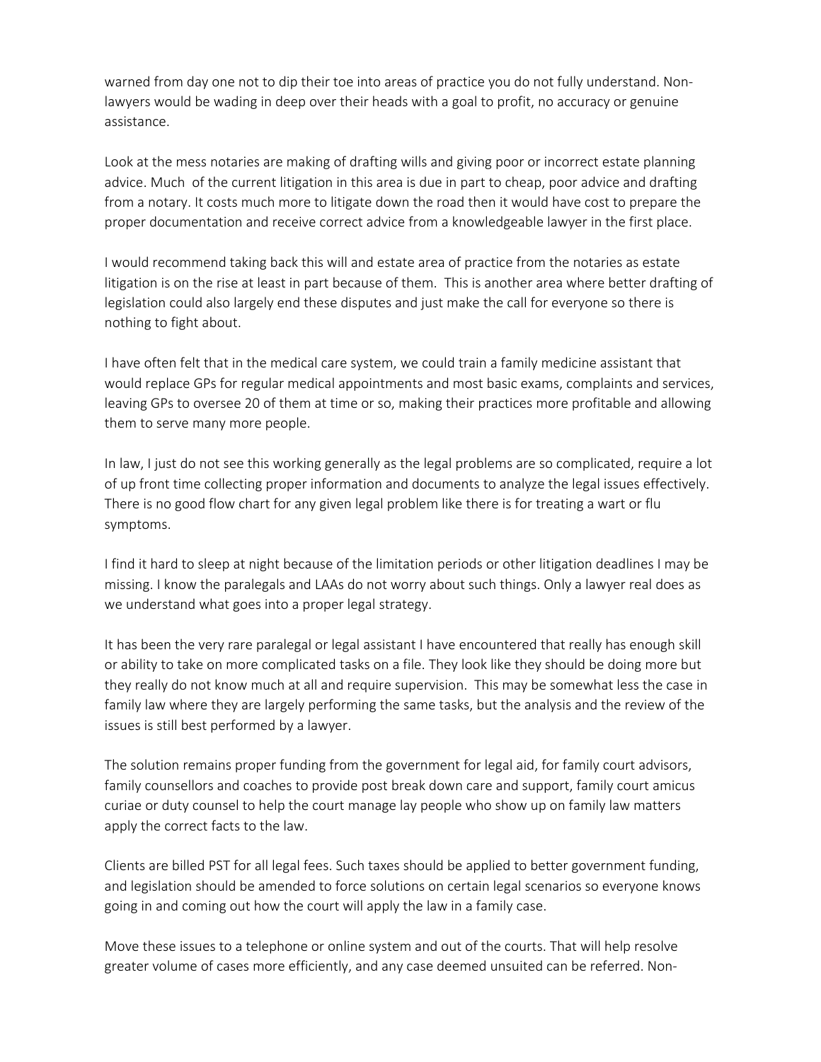warned from day one not to dip their toe into areas of practice you do not fully understand. Non-lawyers would be wading in deep over their heads with a goal to profit, no accuracy or genuine assistance.

Look at the mess notaries are making of drafting wills and giving poor or incorrect estate planning advice. Much of the current litigation in this area is due in part to cheap, poor advice and drafting from a notary. It costs much more to litigate down the road then it would have cost to prepare the proper documentation and receive correct advice from a knowledgeable lawyer in the first place.

I would recommend taking back this will and estate area of practice from the notaries as estate litigation is on the rise at least in part because of them. This is another area where better drafting of legislation could also largely end these disputes and just make the call for everyone so there is nothing to fight about.

I have often felt that in the medical care system, we could train a family medicine assistant that would replace GPs for regular medical appointments and most basic exams, complaints and services, leaving GPs to oversee 20 of them at time or so, making their practices more profitable and allowing them to serve many more people.

In law, I just do not see this working generally as the legal problems are so complicated, require a lot of up front time collecting proper information and documents to analyze the legal issues effectively. There is no good flow chart for any given legal problem like there is for treating a wart or flu symptoms.

I find it hard to sleep at night because of the limitation periods or other litigation deadlines I may be missing. I know the paralegals and LAAs do not worry about such things. Only a lawyer real does as we understand what goes into a proper legal strategy.

It has been the very rare paralegal or legal assistant I have encountered that really has enough skill or ability to take on more complicated tasks on a file. They look like they should be doing more but they really do not know much at all and require supervision. This may be somewhat less the case in family law where they are largely performing the same tasks, but the analysis and the review of the issues is still best performed by a lawyer.

The solution remains proper funding from the government for legal aid, for family court advisors, family counsellors and coaches to provide post break down care and support, family court amicus curiae or duty counsel to help the court manage lay people who show up on family law matters apply the correct facts to the law.

Clients are billed PST for all legal fees. Such taxes should be applied to better government funding, and legislation should be amended to force solutions on certain legal scenarios so everyone knows going in and coming out how the court will apply the law in a family case.

Move these issues to a telephone or online system and out of the courts. That will help resolve greater volume of cases more efficiently, and any case deemed unsuited can be referred. Non-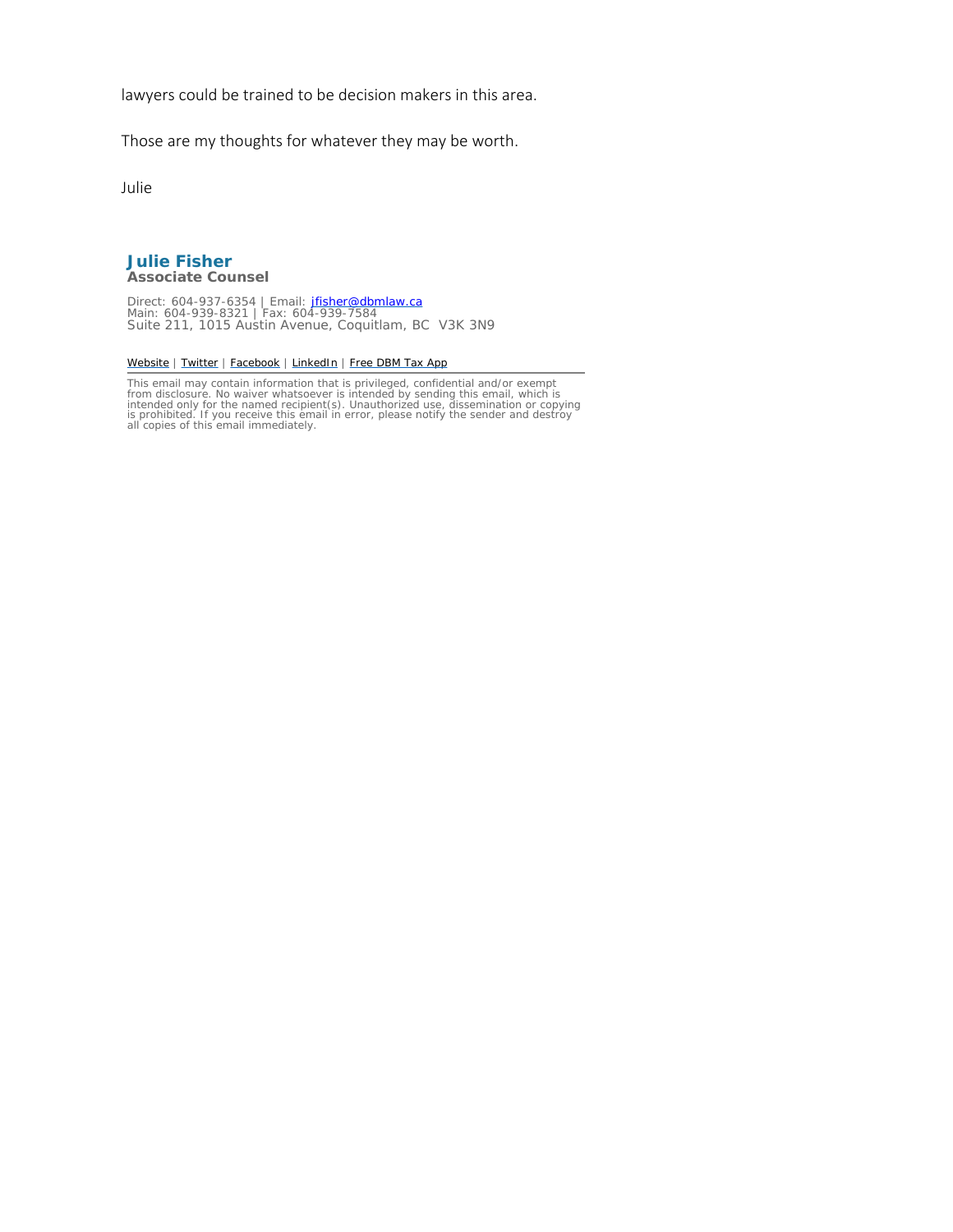lawyers could be trained to be decision makers in this area.

Those are my thoughts for whatever they may be worth.

Julie

**Julie Fisher**
**Associate Counsel**

Direct: 604-937-6354 | Email: jfisher@dbmlaw.ca
Main: 604-939-8321 | Fax: 604-939-7584
Suite 211, 1015 Austin Avenue, Coquitlam, BC  V3K 3N9

Website | Twitter | Facebook | LinkedIn | Free DBM Tax App

This email may contain information that is privileged, confidential and/or exempt from disclosure. No waiver whatsoever is intended by sending this email, which is intended only for the named recipient(s). Unauthorized use, dissemination or copying is prohibited. If you receive this email in error, please notify the sender and destroy all copies of this email immediately.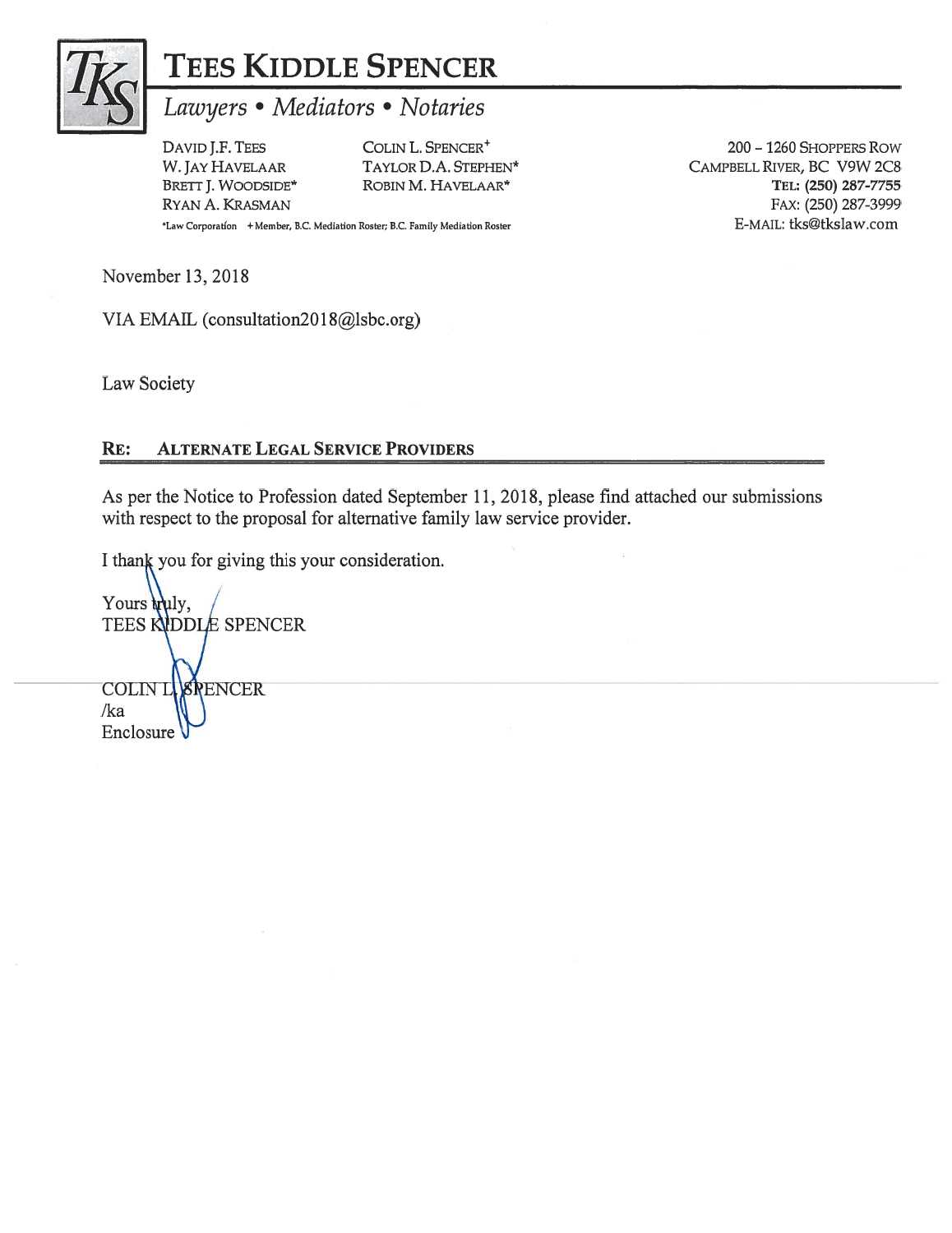# TEES KIDDLE SPENCER

*Lawyers • Mediators • Notaries*

DAVID J.F. TEES
W. JAY HAVELAAR
BRETT J. WOODSIDE*
RYAN A. KRASMAN

COLIN L. SPENCER+
TAYLOR D.A. STEPHEN*
ROBIN M. HAVELAAR*

*Law Corporation +Member, B.C. Mediation Roster; B.C. Family Mediation Roster

200 – 1260 SHOPPERS ROW
CAMPBELL RIVER, BC V9W 2C8
**TEL: (250) 287-7755**
FAX: (250) 287-3999
E-MAIL: tks@tkslaw.com

November 13, 2018

VIA EMAIL (consultation2018@lsbc.org)

Law Society

**RE: ALTERNATE LEGAL SERVICE PROVIDERS**

As per the Notice to Profession dated September 11, 2018, please find attached our submissions with respect to the proposal for alternative family law service provider.

I thank you for giving this your consideration.

Yours truly,
TEES KIDDLE SPENCER

COLIN L. SPENCER
/ka
Enclosure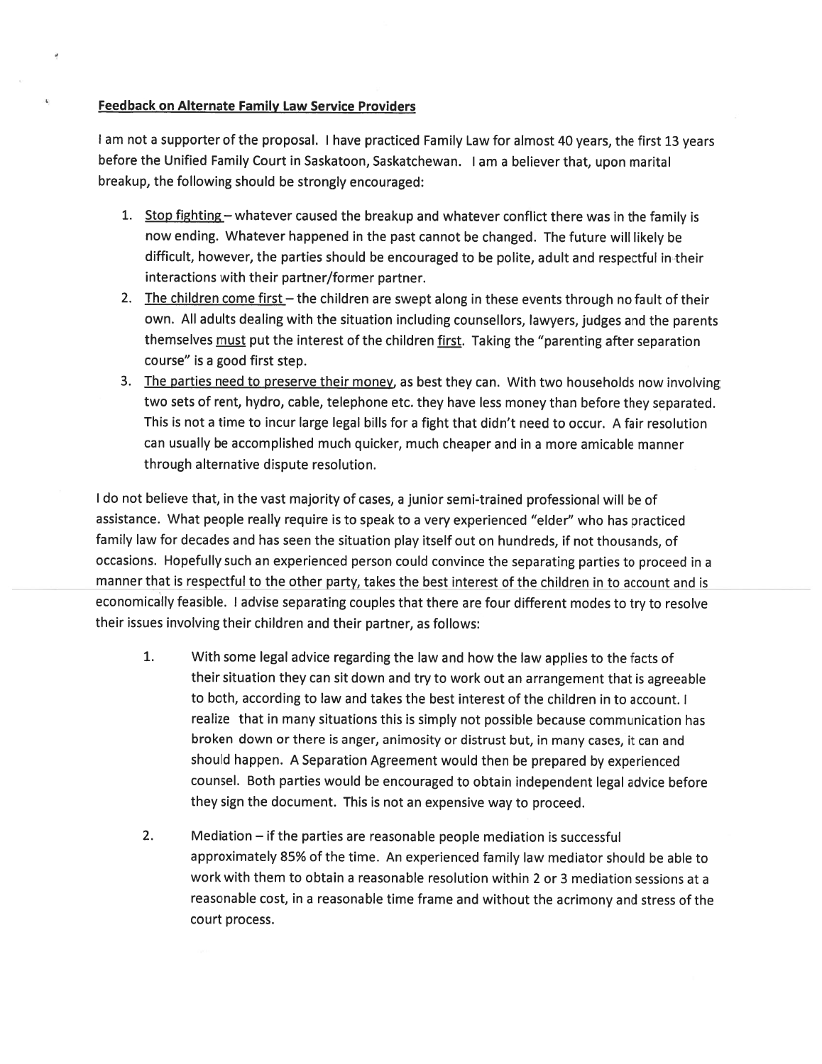**Feedback on Alternate Family Law Service Providers**

I am not a supporter of the proposal. I have practiced Family Law for almost 40 years, the first 13 years before the Unified Family Court in Saskatoon, Saskatchewan. I am a believer that, upon marital breakup, the following should be strongly encouraged:

1. Stop fighting – whatever caused the breakup and whatever conflict there was in the family is now ending. Whatever happened in the past cannot be changed. The future will likely be difficult, however, the parties should be encouraged to be polite, adult and respectful in their interactions with their partner/former partner.
2. The children come first – the children are swept along in these events through no fault of their own. All adults dealing with the situation including counsellors, lawyers, judges and the parents themselves must put the interest of the children first. Taking the "parenting after separation course" is a good first step.
3. The parties need to preserve their money, as best they can. With two households now involving two sets of rent, hydro, cable, telephone etc. they have less money than before they separated. This is not a time to incur large legal bills for a fight that didn't need to occur. A fair resolution can usually be accomplished much quicker, much cheaper and in a more amicable manner through alternative dispute resolution.

I do not believe that, in the vast majority of cases, a junior semi-trained professional will be of assistance. What people really require is to speak to a very experienced "elder" who has practiced family law for decades and has seen the situation play itself out on hundreds, if not thousands, of occasions. Hopefully such an experienced person could convince the separating parties to proceed in a manner that is respectful to the other party, takes the best interest of the children in to account and is economically feasible. I advise separating couples that there are four different modes to try to resolve their issues involving their children and their partner, as follows:

1. With some legal advice regarding the law and how the law applies to the facts of their situation they can sit down and try to work out an arrangement that is agreeable to both, according to law and takes the best interest of the children in to account. I realize that in many situations this is simply not possible because communication has broken down or there is anger, animosity or distrust but, in many cases, it can and should happen. A Separation Agreement would then be prepared by experienced counsel. Both parties would be encouraged to obtain independent legal advice before they sign the document. This is not an expensive way to proceed.

2. Mediation – if the parties are reasonable people mediation is successful approximately 85% of the time. An experienced family law mediator should be able to work with them to obtain a reasonable resolution within 2 or 3 mediation sessions at a reasonable cost, in a reasonable time frame and without the acrimony and stress of the court process.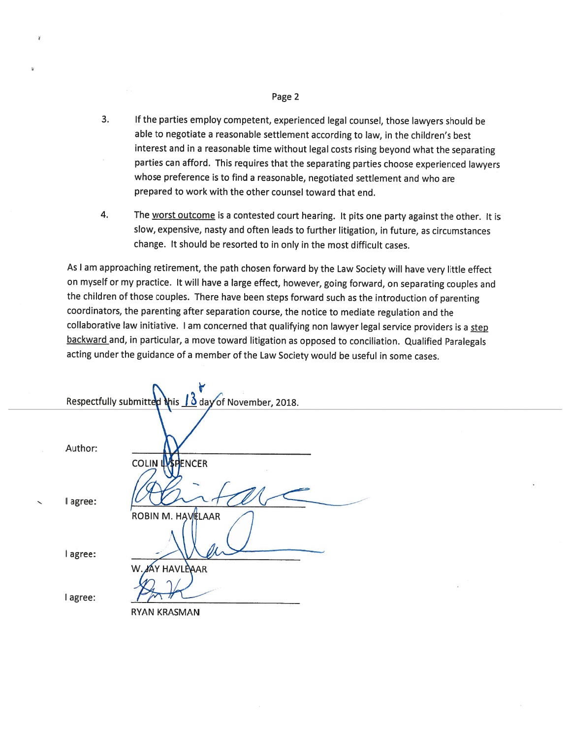3. If the parties employ competent, experienced legal counsel, those lawyers should be able to negotiate a reasonable settlement according to law, in the children's best interest and in a reasonable time without legal costs rising beyond what the separating parties can afford. This requires that the separating parties choose experienced lawyers whose preference is to find a reasonable, negotiated settlement and who are prepared to work with the other counsel toward that end.

4. The worst outcome is a contested court hearing. It pits one party against the other. It is slow, expensive, nasty and often leads to further litigation, in future, as circumstances change. It should be resorted to in only in the most difficult cases.

As I am approaching retirement, the path chosen forward by the Law Society will have very little effect on myself or my practice. It will have a large effect, however, going forward, on separating couples and the children of those couples. There have been steps forward such as the introduction of parenting coordinators, the parenting after separation course, the notice to mediate regulation and the collaborative law initiative. I am concerned that qualifying non lawyer legal service providers is a step backward and, in particular, a move toward litigation as opposed to conciliation. Qualified Paralegals acting under the guidance of a member of the Law Society would be useful in some cases.

Respectfully submitted this 13th day of November, 2018.

Author: COLIN L. SPENCER

I agree: ROBIN M. HAVELAAR

I agree: W. JAY HAVLEAAR

I agree: RYAN KRASMAN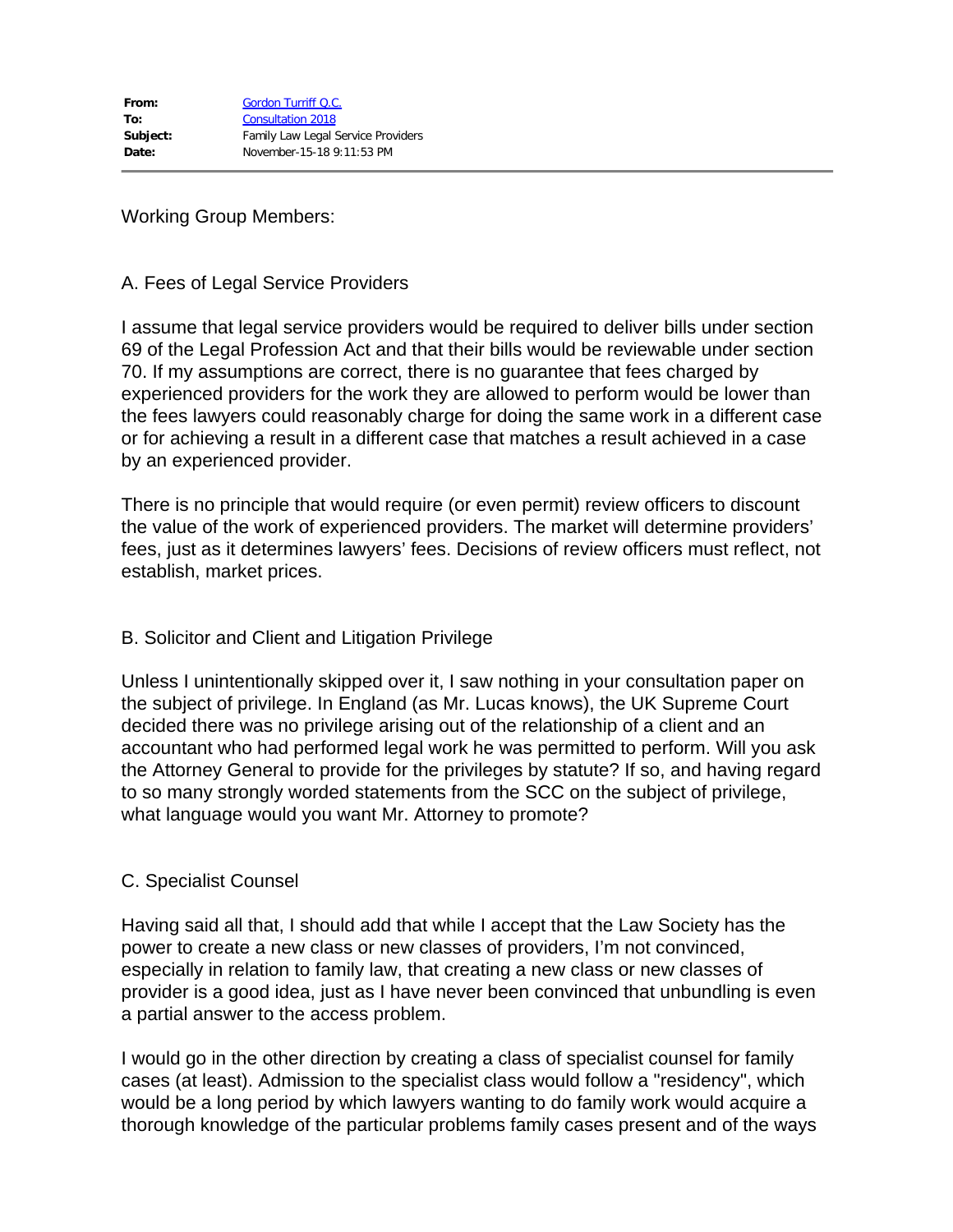| | |
|---|---|
| **From:** | Gordon Turriff Q.C. |
| **To:** | Consultation 2018 |
| **Subject:** | Family Law Legal Service Providers |
| **Date:** | November-15-18 9:11:53 PM |

Working Group Members:

A. Fees of Legal Service Providers

I assume that legal service providers would be required to deliver bills under section 69 of the Legal Profession Act and that their bills would be reviewable under section 70. If my assumptions are correct, there is no guarantee that fees charged by experienced providers for the work they are allowed to perform would be lower than the fees lawyers could reasonably charge for doing the same work in a different case or for achieving a result in a different case that matches a result achieved in a case by an experienced provider.

There is no principle that would require (or even permit) review officers to discount the value of the work of experienced providers. The market will determine providers' fees, just as it determines lawyers' fees. Decisions of review officers must reflect, not establish, market prices.

B. Solicitor and Client and Litigation Privilege

Unless I unintentionally skipped over it, I saw nothing in your consultation paper on the subject of privilege. In England (as Mr. Lucas knows), the UK Supreme Court decided there was no privilege arising out of the relationship of a client and an accountant who had performed legal work he was permitted to perform. Will you ask the Attorney General to provide for the privileges by statute? If so, and having regard to so many strongly worded statements from the SCC on the subject of privilege, what language would you want Mr. Attorney to promote?

C. Specialist Counsel

Having said all that, I should add that while I accept that the Law Society has the power to create a new class or new classes of providers, I'm not convinced, especially in relation to family law, that creating a new class or new classes of provider is a good idea, just as I have never been convinced that unbundling is even a partial answer to the access problem.

I would go in the other direction by creating a class of specialist counsel for family cases (at least). Admission to the specialist class would follow a "residency", which would be a long period by which lawyers wanting to do family work would acquire a thorough knowledge of the particular problems family cases present and of the ways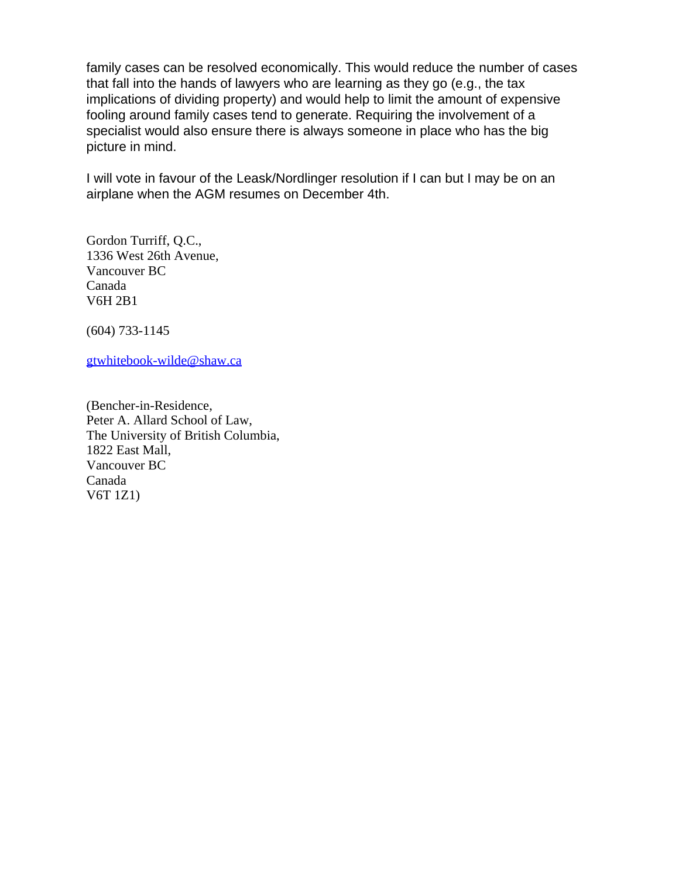family cases can be resolved economically. This would reduce the number of cases that fall into the hands of lawyers who are learning as they go (e.g., the tax implications of dividing property) and would help to limit the amount of expensive fooling around family cases tend to generate. Requiring the involvement of a specialist would also ensure there is always someone in place who has the big picture in mind.

I will vote in favour of the Leask/Nordlinger resolution if I can but I may be on an airplane when the AGM resumes on December 4th.

Gordon Turriff, Q.C.,
1336 West 26th Avenue,
Vancouver BC
Canada
V6H 2B1

(604) 733-1145

gtwhitebook-wilde@shaw.ca

(Bencher-in-Residence,
Peter A. Allard School of Law,
The University of British Columbia,
1822 East Mall,
Vancouver BC
Canada
V6T 1Z1)